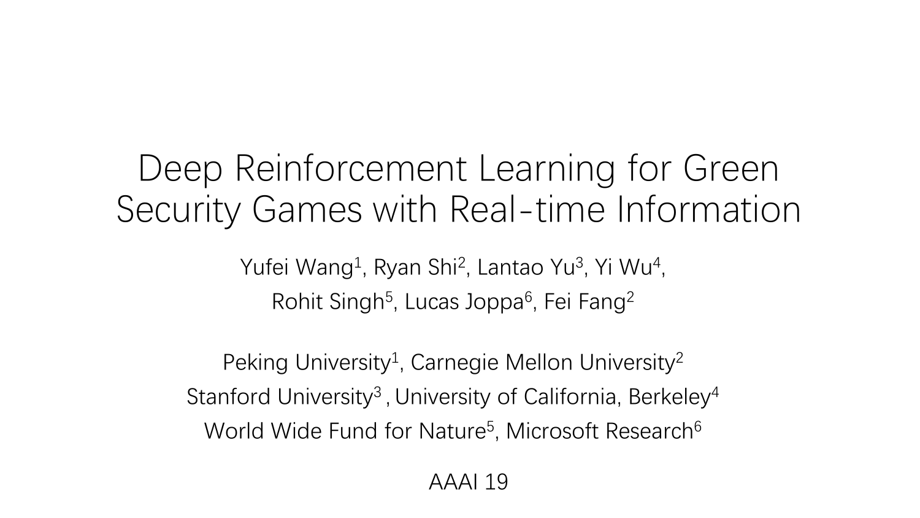# Deep Reinforcement Learning for Green Security Games with Real-time Information

Yufei Wang[1], Ryan Shi[2], Lantao Yu[3], Yi Wu[4],
Rohit Singh[5], Lucas Joppa[6], Fei Fang[2]

Peking University[1], Carnegie Mellon University[2]
Stanford University[3] , University of California, Berkeley[4]
World Wide Fund for Nature[5], Microsoft Research[6]

AAAI 19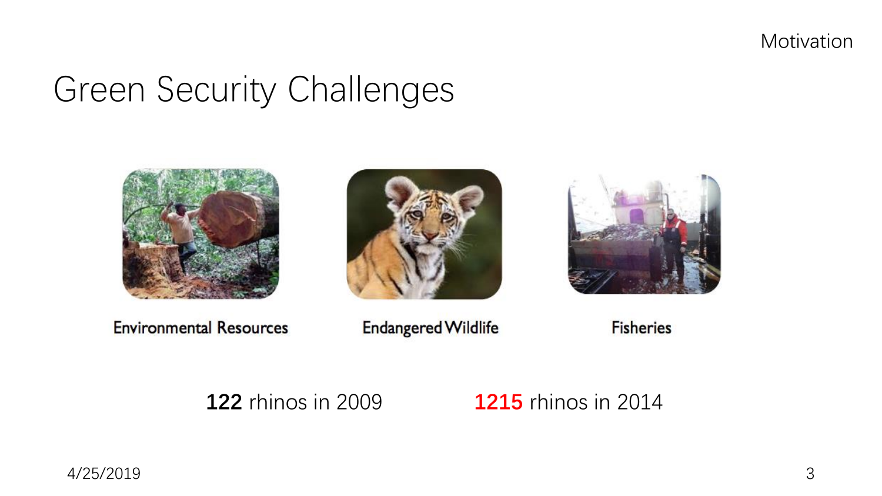# Green Security Challenges

Environmental Resources

Endangered Wildlife

Fisheries

**122** rhinos in 2009 **1215** rhinos in 2014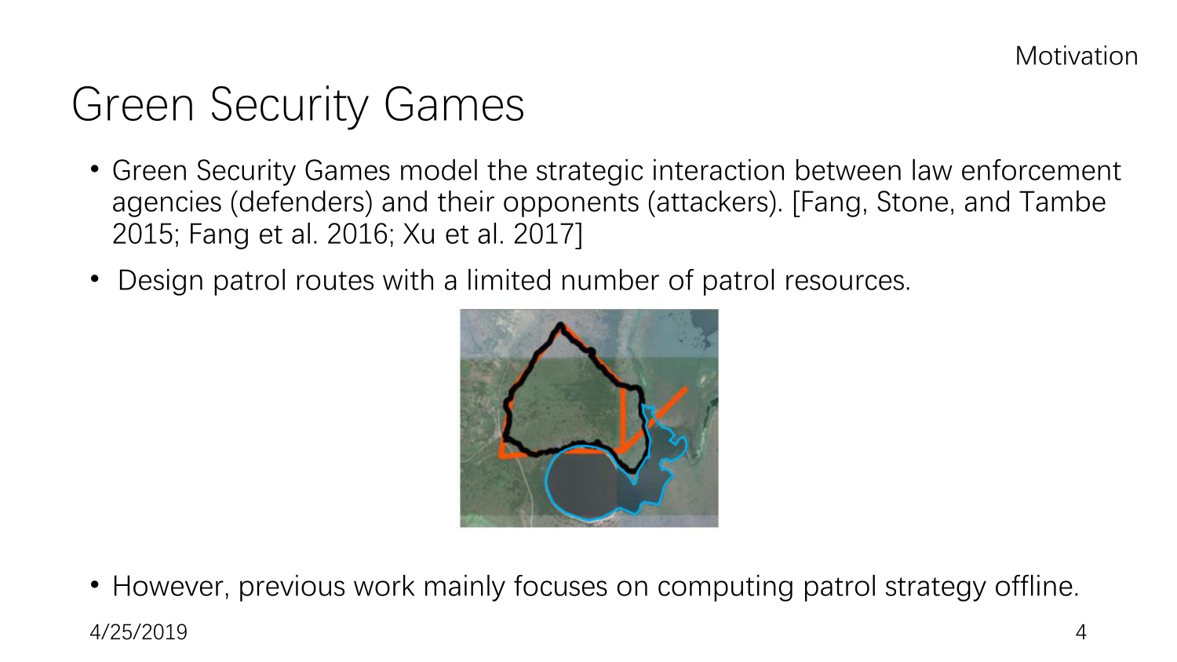Motivation

# Green Security Games

- Green Security Games model the strategic interaction between law enforcement agencies (defenders) and their opponents (attackers). [Fang, Stone, and Tambe 2015; Fang et al. 2016; Xu et al. 2017]
- Design patrol routes with a limited number of patrol resources.
- However, previous work mainly focuses on computing patrol strategy offline.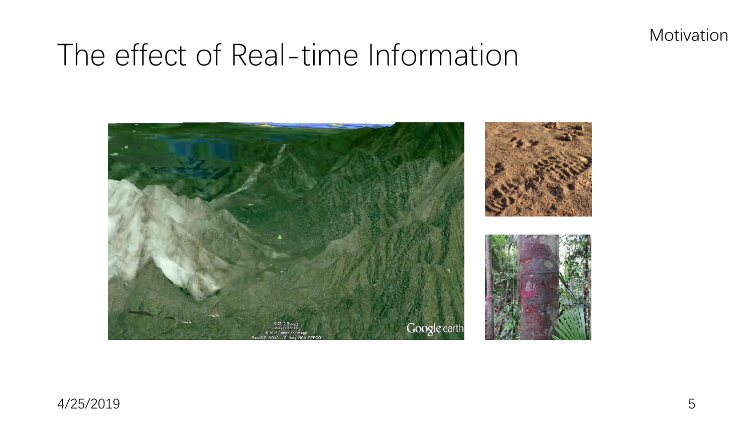# The effect of Real-time Information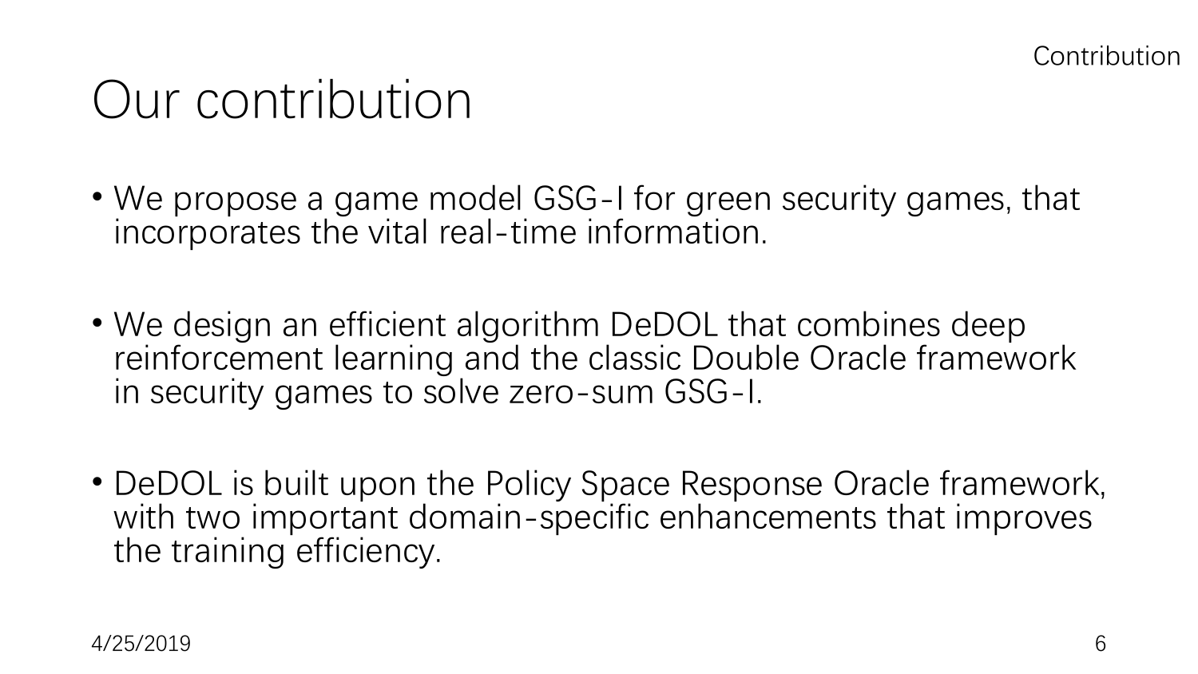# Our contribution

- We propose a game model GSG-I for green security games, that incorporates the vital real-time information.
- We design an efficient algorithm DeDOL that combines deep reinforcement learning and the classic Double Oracle framework in security games to solve zero-sum GSG-I.
- DeDOL is built upon the Policy Space Response Oracle framework, with two important domain-specific enhancements that improves the training efficiency.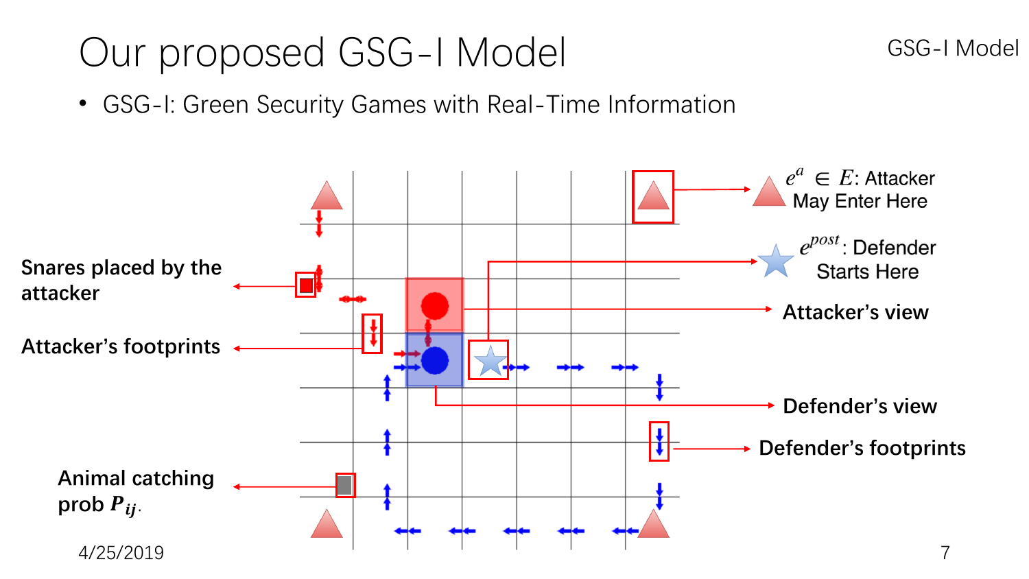# Our proposed GSG-I Model

- GSG-I: Green Security Games with Real-Time Information

$e^a \in E$: Attacker May Enter Here

$e^{post}$: Defender Starts Here

Snares placed by the attacker

Attacker's view

Attacker's footprints

Defender's view

Defender's footprints

Animal catching prob $P_{ij}$.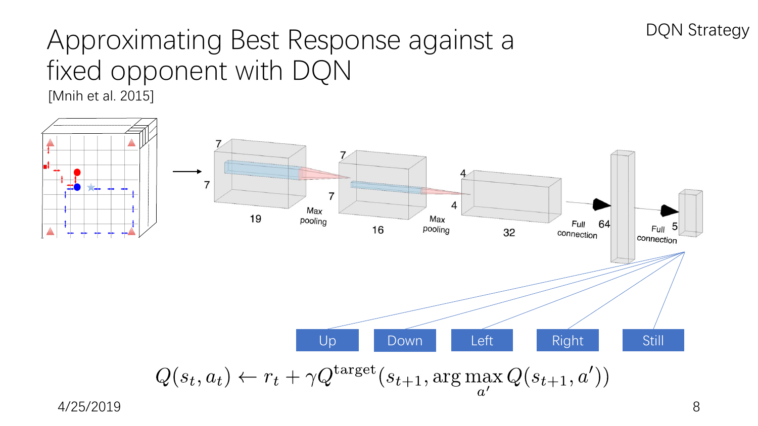# Approximating Best Response against a fixed opponent with DQN

[Mnih et al. 2015]

DQN Strategy

7 × 7 × 19 → Max pooling → 7 × 7 × 16 → Max pooling → 4 × 4 × 32 → Full connection → 64 → Full connection → 5

Up | Down | Left | Right | Still

$$Q(s_t, a_t) \leftarrow r_t + \gamma Q^{\text{target}}(s_{t+1}, \arg\max_{a'} Q(s_{t+1}, a'))$$

4/25/2019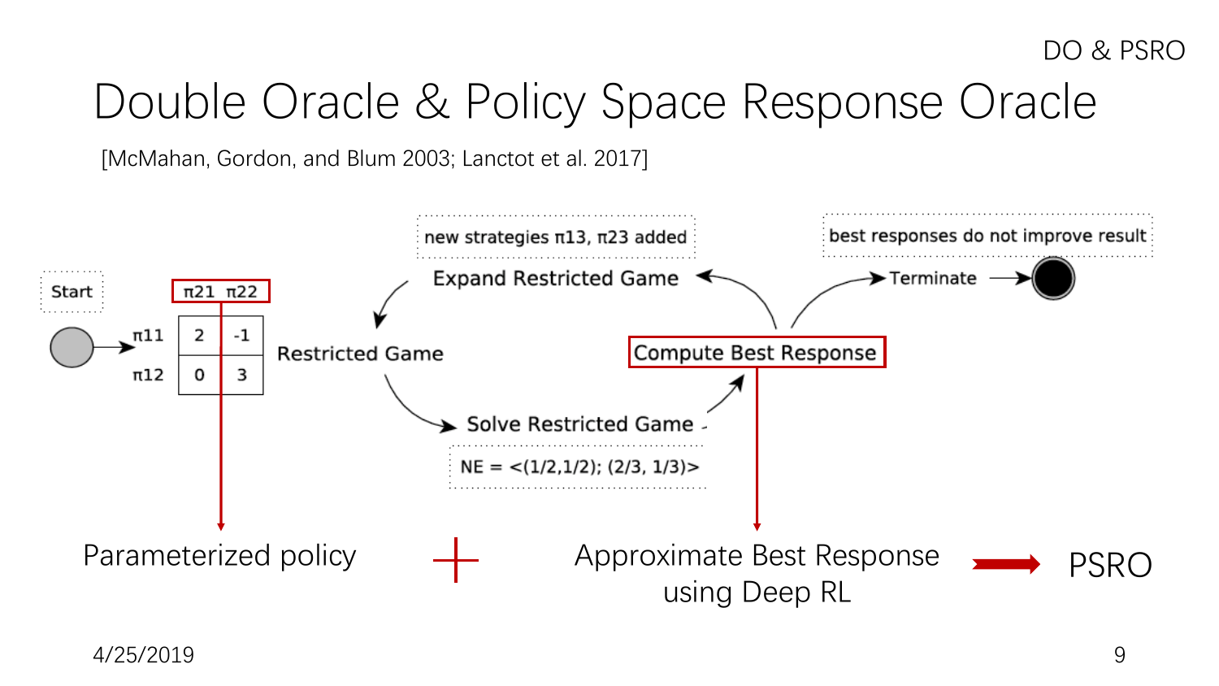# Double Oracle & Policy Space Response Oracle

[McMahan, Gordon, and Blum 2003; Lanctot et al. 2017]

Start

|  | π21 | π22 |
|---|---|---|
| π11 | 2 | -1 |
| π12 | 0 | 3 |

Restricted Game → Solve Restricted Game (NE = <(1/2,1/2); (2/3, 1/3)>) → Compute Best Response → Expand Restricted Game (new strategies π13, π23 added) → Restricted Game

Compute Best Response → Terminate (best responses do not improve result)

Parameterized policy + Approximate Best Response using Deep RL → PSRO

4/25/2019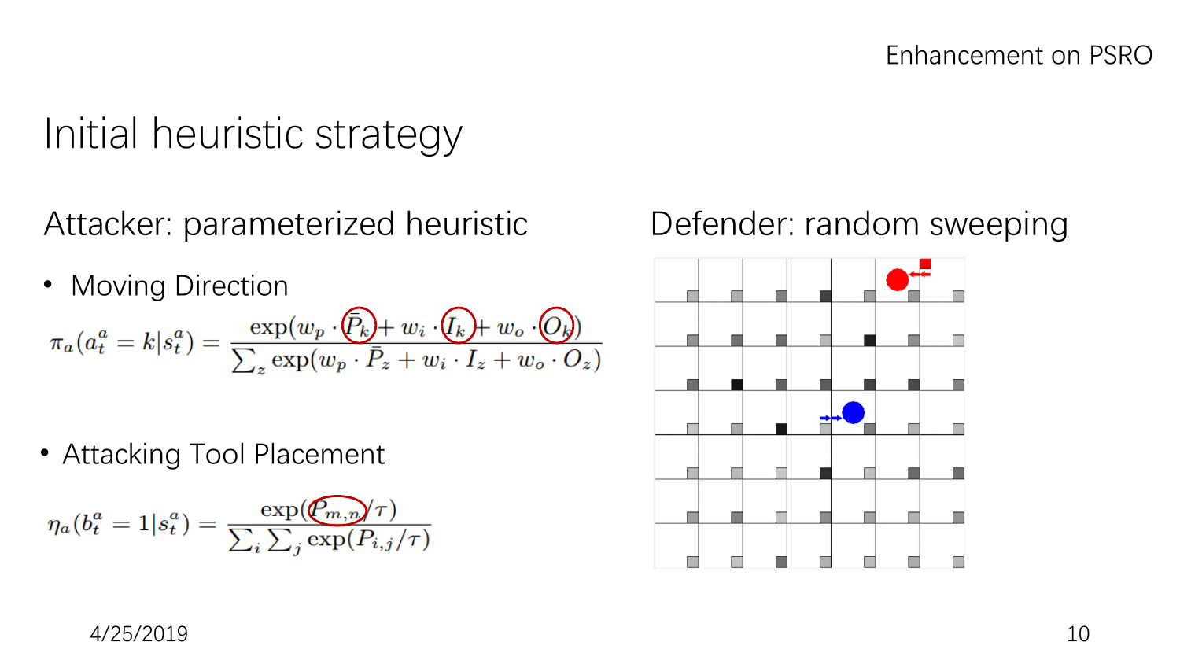# Initial heuristic strategy

## Attacker: parameterized heuristic

- Moving Direction

$$\pi_a(a_t^a = k | s_t^a) = \frac{\exp(w_p \cdot \bar{P}_k + w_i \cdot I_k + w_o \cdot O_k)}{\sum_z \exp(w_p \cdot \bar{P}_z + w_i \cdot I_z + w_o \cdot O_z)}$$

- Attacking Tool Placement

$$\eta_a(b_t^a = 1 | s_t^a) = \frac{\exp(P_{m,n}/\tau)}{\sum_i \sum_j \exp(P_{i,j}/\tau)}$$

## Defender: random sweeping

4/25/2019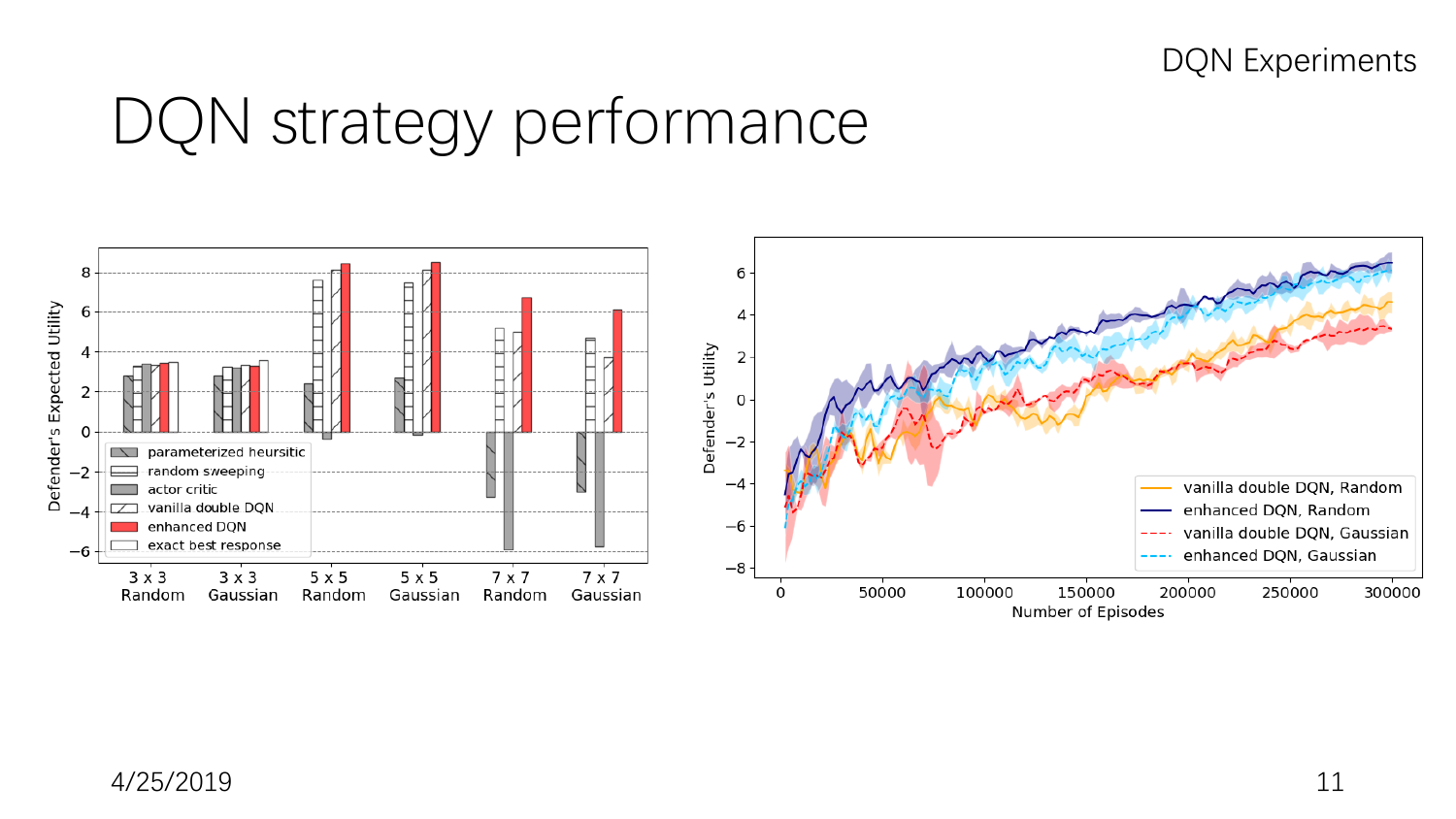# DQN strategy performance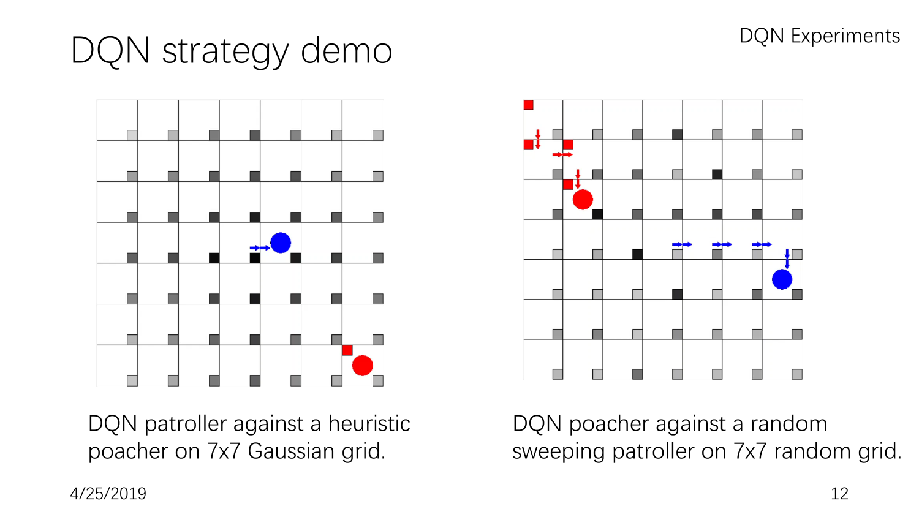# DQN strategy demo

DQN patroller against a heuristic poacher on 7x7 Gaussian grid.

DQN poacher against a random sweeping patroller on 7x7 random grid.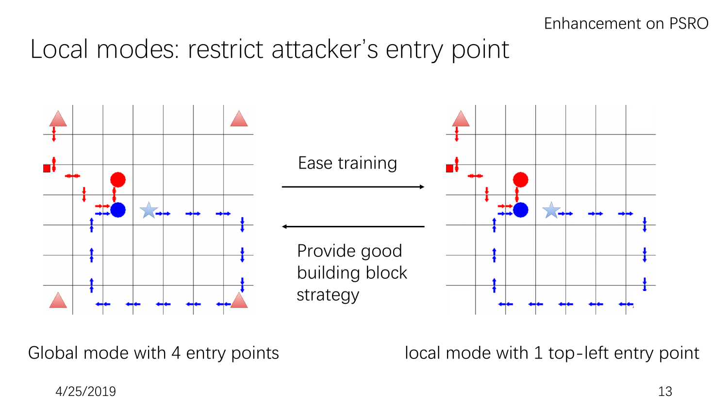# Local modes: restrict attacker's entry point

Ease training

Provide good building block strategy

Global mode with 4 entry points

local mode with 1 top-left entry point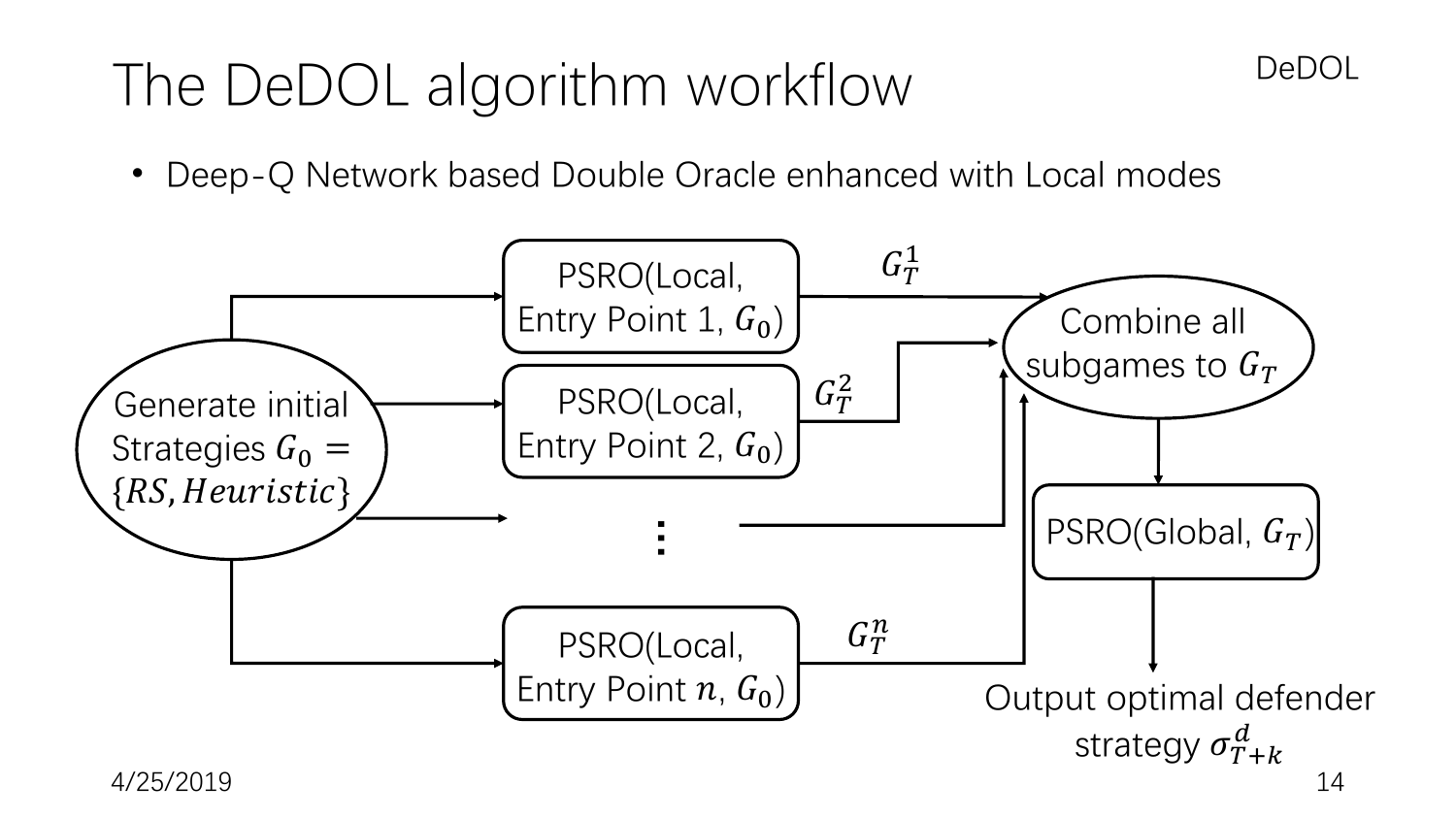# The DeDOL algorithm workflow

- Deep-Q Network based Double Oracle enhanced with Local modes

Generate initial Strategies $G_0 = \{RS, Heuristic\}$

PSRO(Local, Entry Point 1, $G_0$)

PSRO(Local, Entry Point 2, $G_0$)

⋮

PSRO(Local, Entry Point $n$, $G_0$)

$G_T^1$

$G_T^2$

$G_T^n$

Combine all subgames to $G_T$

PSRO(Global, $G_T$)

Output optimal defender strategy $\sigma_{T+k}^d$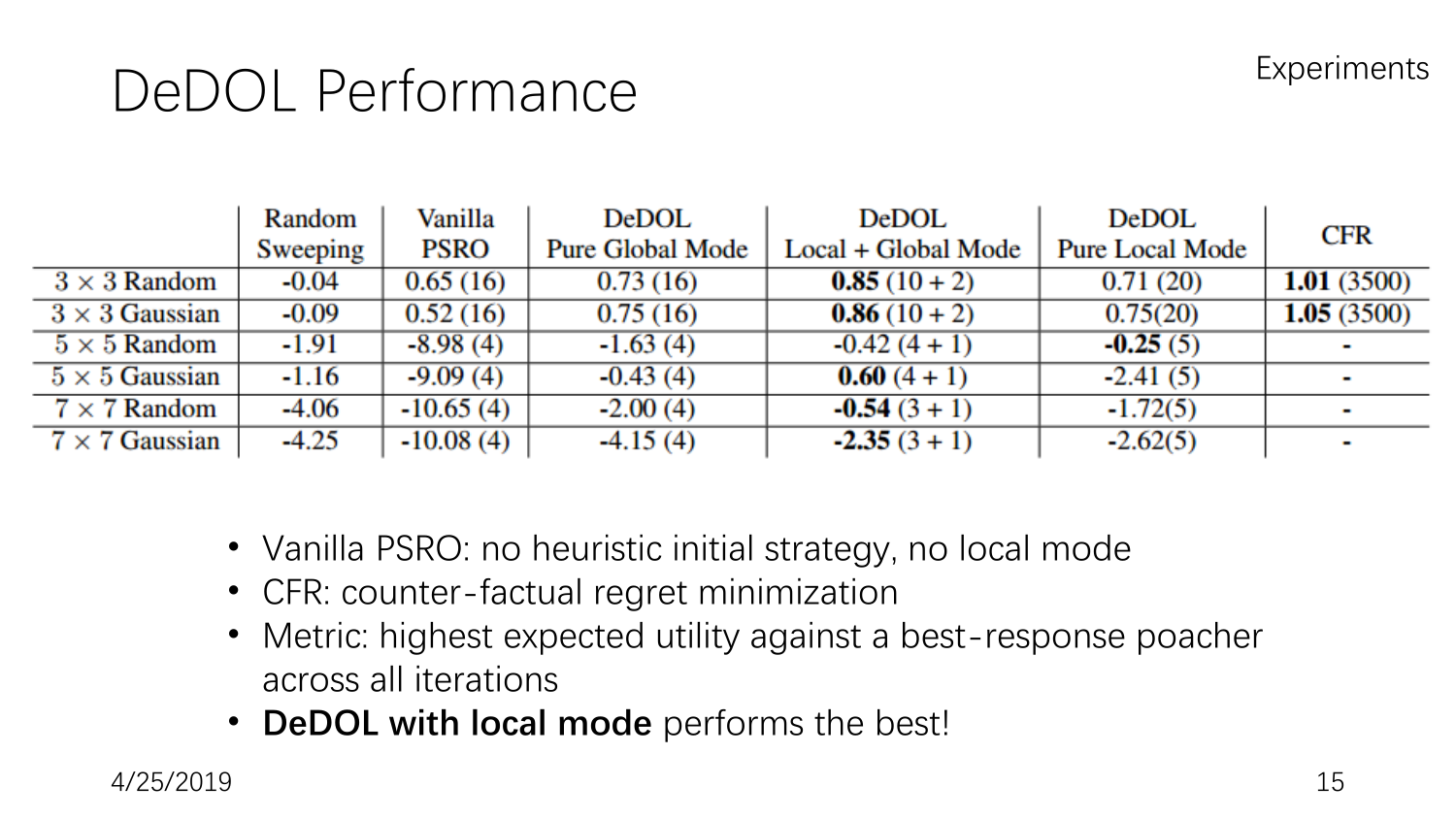# DeDOL Performance

Experiments

| | Random Sweeping | Vanilla PSRO | DeDOL Pure Global Mode | DeDOL Local + Global Mode | DeDOL Pure Local Mode | CFR |
|---|---|---|---|---|---|---|
| $3 \times 3$ Random | -0.04 | 0.65 (16) | 0.73 (16) | **0.85** (10 + 2) | 0.71 (20) | **1.01** (3500) |
| $3 \times 3$ Gaussian | -0.09 | 0.52 (16) | 0.75 (16) | **0.86** (10 + 2) | 0.75(20) | **1.05** (3500) |
| $5 \times 5$ Random | -1.91 | -8.98 (4) | -1.63 (4) | -0.42 (4 + 1) | **-0.25** (5) | - |
| $5 \times 5$ Gaussian | -1.16 | -9.09 (4) | -0.43 (4) | **0.60** (4 + 1) | -2.41 (5) | - |
| $7 \times 7$ Random | -4.06 | -10.65 (4) | -2.00 (4) | **-0.54** (3 + 1) | -1.72(5) | - |
| $7 \times 7$ Gaussian | -4.25 | -10.08 (4) | -4.15 (4) | **-2.35** (3 + 1) | -2.62(5) | - |

- Vanilla PSRO: no heuristic initial strategy, no local mode
- CFR: counter-factual regret minimization
- Metric: highest expected utility against a best-response poacher across all iterations
- **DeDOL with local mode** performs the best!

4/25/2019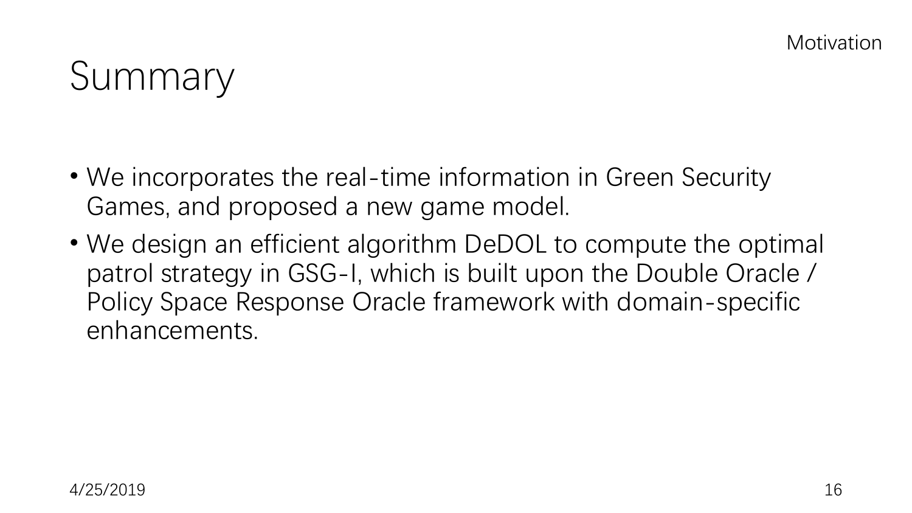# Summary

- We incorporates the real-time information in Green Security Games, and proposed a new game model.
- We design an efficient algorithm DeDOL to compute the optimal patrol strategy in GSG-I, which is built upon the Double Oracle / Policy Space Response Oracle framework with domain-specific enhancements.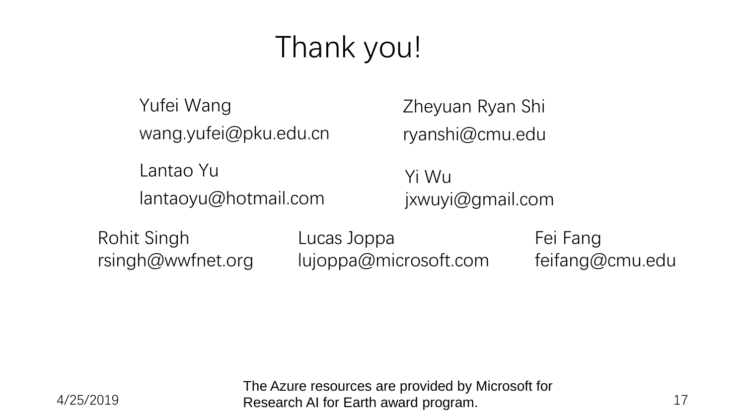# Thank you!

Yufei Wang
wang.yufei@pku.edu.cn

Zheyuan Ryan Shi
ryanshi@cmu.edu

Lantao Yu
lantaoyu@hotmail.com

Yi Wu
jxwuyi@gmail.com

Rohit Singh
rsingh@wwfnet.org

Lucas Joppa
lujoppa@microsoft.com

Fei Fang
feifang@cmu.edu

The Azure resources are provided by Microsoft for Research AI for Earth award program.